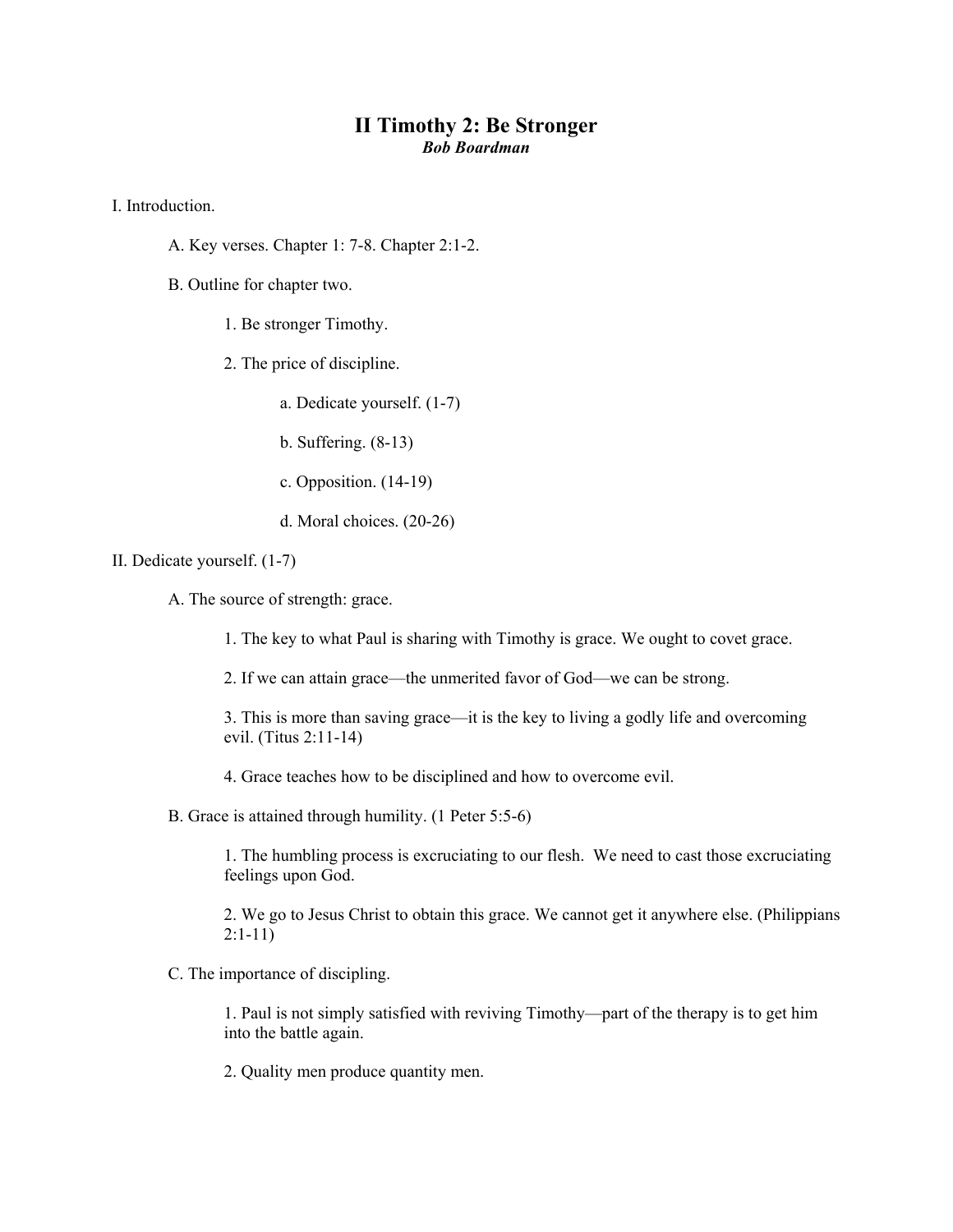# II Timothy 2: Be Stronger

***Bob Boardman***

I. Introduction.

- A. Key verses. Chapter 1: 7-8. Chapter 2:1-2.
- B. Outline for chapter two.
  - 1. Be stronger Timothy.
  - 2. The price of discipline.
    - a. Dedicate yourself. (1-7)
    - b. Suffering. (8-13)
    - c. Opposition. (14-19)
    - d. Moral choices. (20-26)

II. Dedicate yourself. (1-7)

- A. The source of strength: grace.
  - 1. The key to what Paul is sharing with Timothy is grace. We ought to covet grace.
  - 2. If we can attain grace—the unmerited favor of God—we can be strong.
  - 3. This is more than saving grace—it is the key to living a godly life and overcoming evil. (Titus 2:11-14)
  - 4. Grace teaches how to be disciplined and how to overcome evil.
- B. Grace is attained through humility. (1 Peter 5:5-6)
  - 1. The humbling process is excruciating to our flesh. We need to cast those excruciating feelings upon God.
  - 2. We go to Jesus Christ to obtain this grace. We cannot get it anywhere else. (Philippians 2:1-11)
- C. The importance of discipling.
  - 1. Paul is not simply satisfied with reviving Timothy—part of the therapy is to get him into the battle again.
  - 2. Quality men produce quantity men.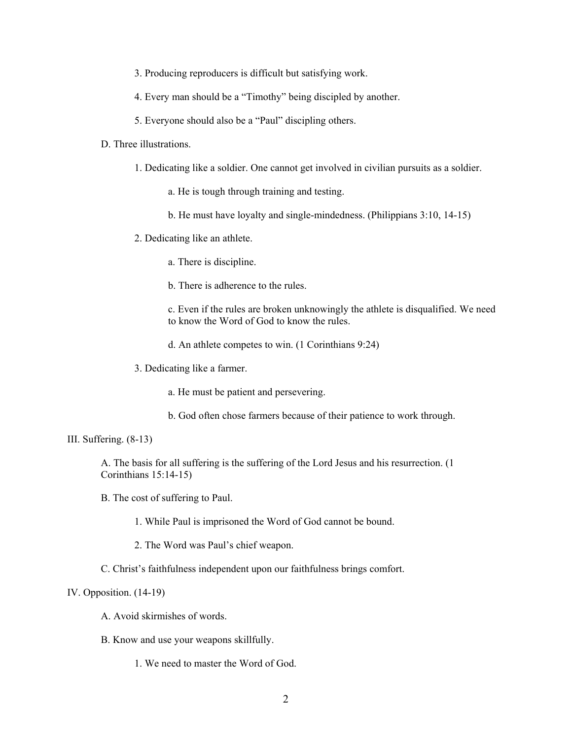3. Producing reproducers is difficult but satisfying work.

4. Every man should be a "Timothy" being discipled by another.

5. Everyone should also be a "Paul" discipling others.

D. Three illustrations.

1. Dedicating like a soldier. One cannot get involved in civilian pursuits as a soldier.

a. He is tough through training and testing.

b. He must have loyalty and single-mindedness. (Philippians 3:10, 14-15)

2. Dedicating like an athlete.

a. There is discipline.

b. There is adherence to the rules.

c. Even if the rules are broken unknowingly the athlete is disqualified. We need to know the Word of God to know the rules.

d. An athlete competes to win. (1 Corinthians 9:24)

3. Dedicating like a farmer.

a. He must be patient and persevering.

b. God often chose farmers because of their patience to work through.

III. Suffering. (8-13)

A. The basis for all suffering is the suffering of the Lord Jesus and his resurrection. (1 Corinthians 15:14-15)

B. The cost of suffering to Paul.

1. While Paul is imprisoned the Word of God cannot be bound.

2. The Word was Paul's chief weapon.

C. Christ's faithfulness independent upon our faithfulness brings comfort.

IV. Opposition. (14-19)

A. Avoid skirmishes of words.

B. Know and use your weapons skillfully.

1. We need to master the Word of God.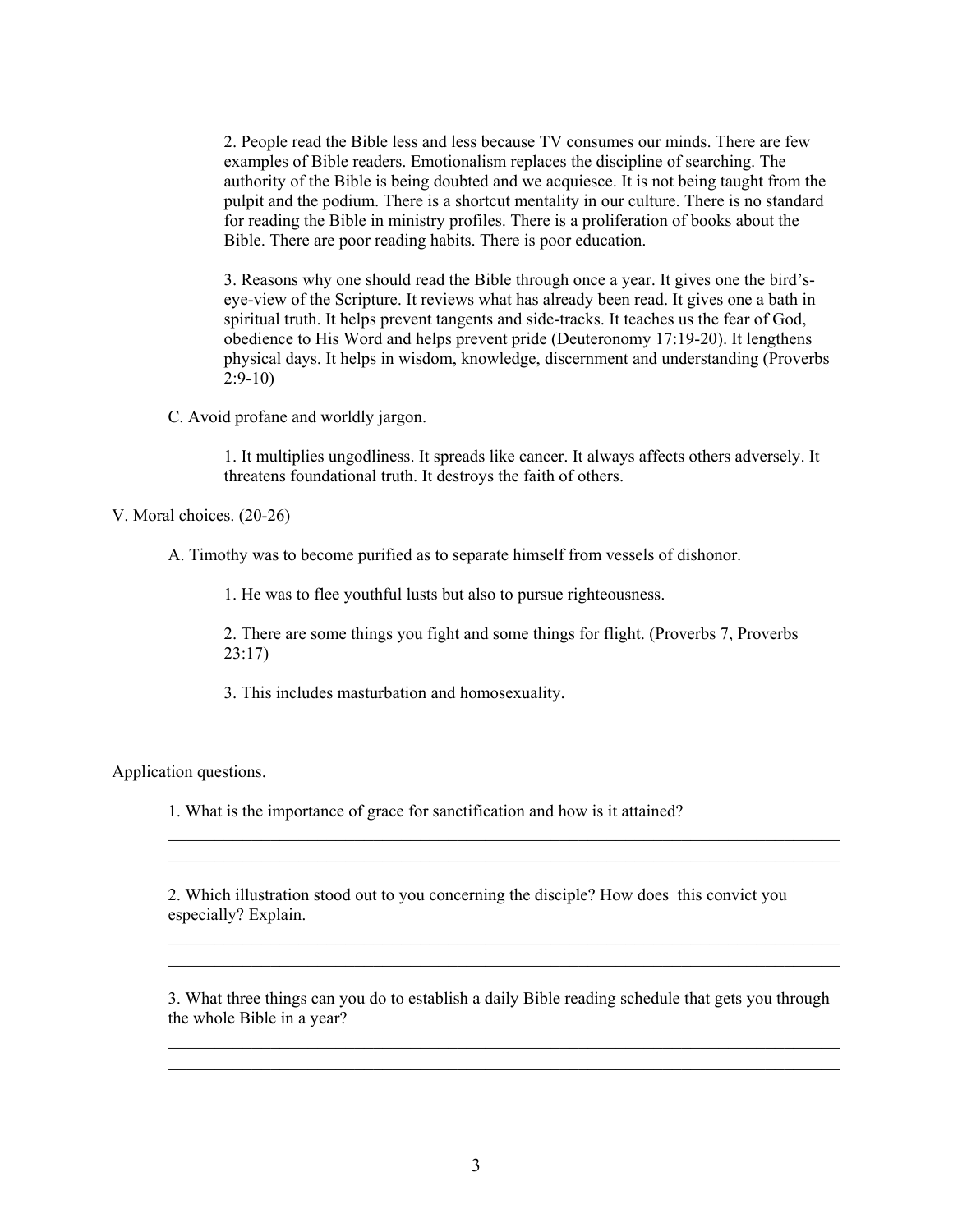2. People read the Bible less and less because TV consumes our minds. There are few examples of Bible readers. Emotionalism replaces the discipline of searching. The authority of the Bible is being doubted and we acquiesce. It is not being taught from the pulpit and the podium. There is a shortcut mentality in our culture. There is no standard for reading the Bible in ministry profiles. There is a proliferation of books about the Bible. There are poor reading habits. There is poor education.

3. Reasons why one should read the Bible through once a year. It gives one the bird's-eye-view of the Scripture. It reviews what has already been read. It gives one a bath in spiritual truth. It helps prevent tangents and side-tracks. It teaches us the fear of God, obedience to His Word and helps prevent pride (Deuteronomy 17:19-20). It lengthens physical days. It helps in wisdom, knowledge, discernment and understanding (Proverbs 2:9-10)

C. Avoid profane and worldly jargon.

1. It multiplies ungodliness. It spreads like cancer. It always affects others adversely. It threatens foundational truth. It destroys the faith of others.

V. Moral choices. (20-26)

A. Timothy was to become purified as to separate himself from vessels of dishonor.

1. He was to flee youthful lusts but also to pursue righteousness.

2. There are some things you fight and some things for flight. (Proverbs 7, Proverbs 23:17)

3. This includes masturbation and homosexuality.

Application questions.

1. What is the importance of grace for sanctification and how is it attained?

______________________________________________________________________________
______________________________________________________________________________

2. Which illustration stood out to you concerning the disciple? How does this convict you especially? Explain.

______________________________________________________________________________
______________________________________________________________________________

3. What three things can you do to establish a daily Bible reading schedule that gets you through the whole Bible in a year?

______________________________________________________________________________
______________________________________________________________________________